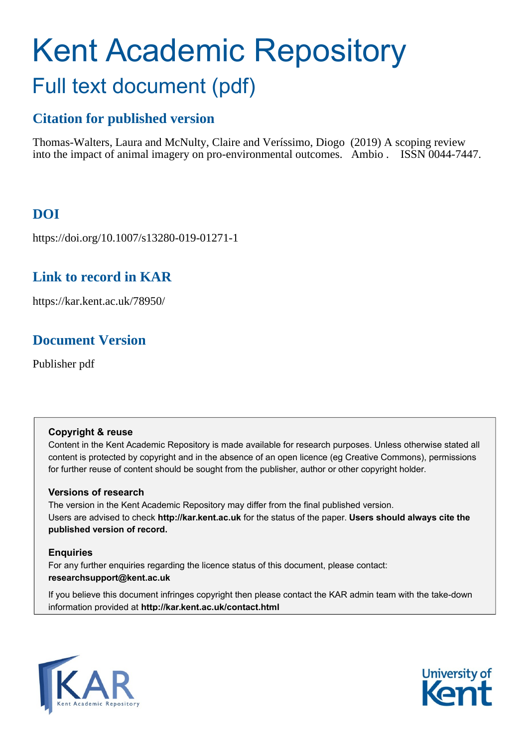# Kent Academic Repository

## Full text document (pdf)

### Citation for published version

Thomas-Walters, Laura and McNulty, Claire and Veríssimo, Diogo (2019) A scoping review into the impact of animal imagery on pro-environmental outcomes. Ambio . ISSN 0044-7447.

### DOI

https://doi.org/10.1007/s13280-019-01271-1

### Link to record in KAR

https://kar.kent.ac.uk/78950/

### Document Version

Publisher pdf

**Copyright & reuse**

Content in the Kent Academic Repository is made available for research purposes. Unless otherwise stated all content is protected by copyright and in the absence of an open licence (eg Creative Commons), permissions for further reuse of content should be sought from the publisher, author or other copyright holder.

**Versions of research**

The version in the Kent Academic Repository may differ from the final published version. Users are advised to check **http://kar.kent.ac.uk** for the status of the paper. **Users should always cite the published version of record.**

**Enquiries**

For any further enquiries regarding the licence status of this document, please contact: **researchsupport@kent.ac.uk**

If you believe this document infringes copyright then please contact the KAR admin team with the take-down information provided at **http://kar.kent.ac.uk/contact.html**

KAR Kent Academic Repository

University of Kent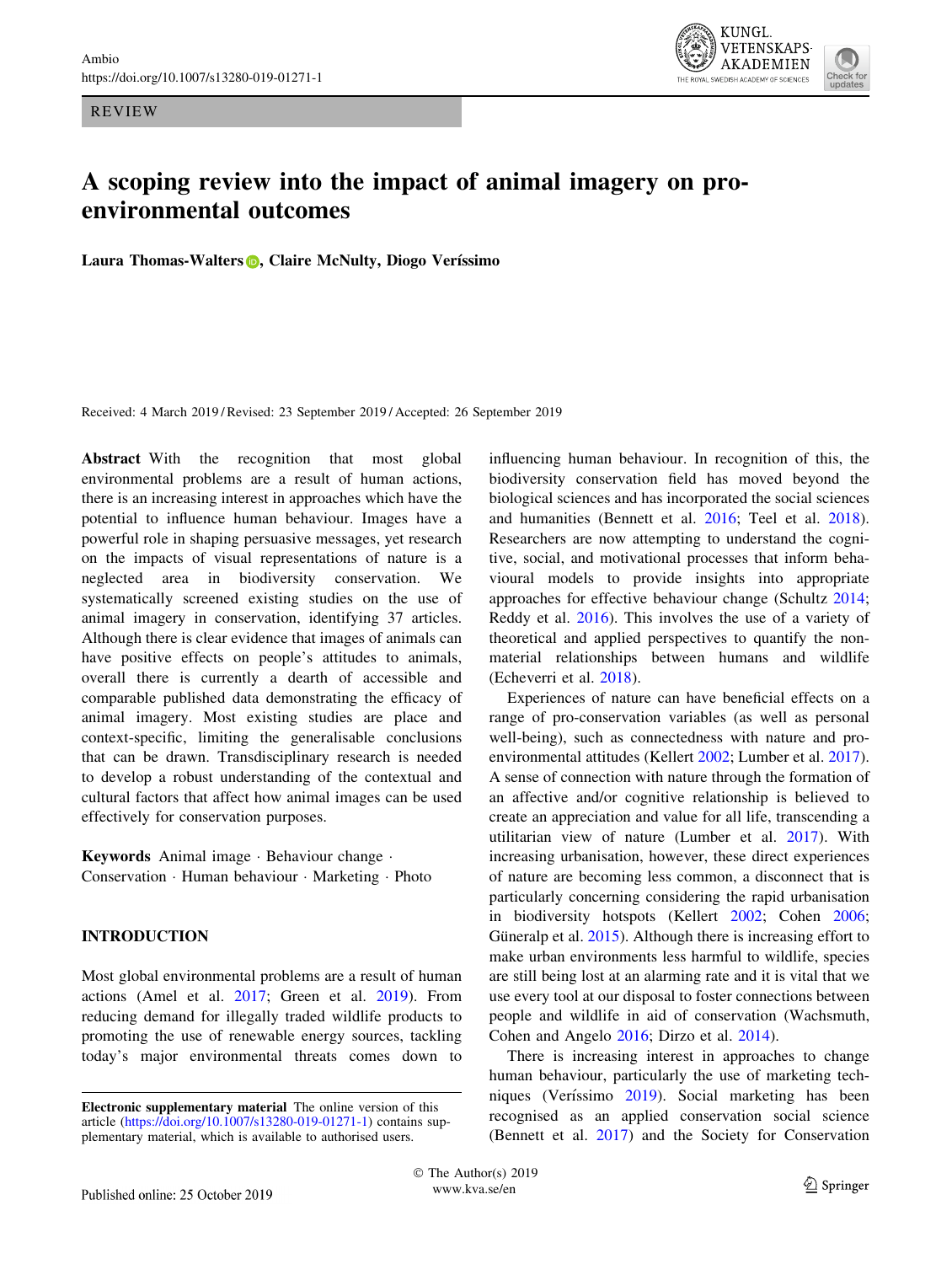Ambio
https://doi.org/10.1007/s13280-019-01271-1

REVIEW

# A scoping review into the impact of animal imagery on pro-environmental outcomes

**Laura Thomas-Walters, Claire McNulty, Diogo Veríssimo**

Received: 4 March 2019 / Revised: 23 September 2019 / Accepted: 26 September 2019

**Abstract** With the recognition that most global environmental problems are a result of human actions, there is an increasing interest in approaches which have the potential to influence human behaviour. Images have a powerful role in shaping persuasive messages, yet research on the impacts of visual representations of nature is a neglected area in biodiversity conservation. We systematically screened existing studies on the use of animal imagery in conservation, identifying 37 articles. Although there is clear evidence that images of animals can have positive effects on people's attitudes to animals, overall there is currently a dearth of accessible and comparable published data demonstrating the efficacy of animal imagery. Most existing studies are place and context-specific, limiting the generalisable conclusions that can be drawn. Transdisciplinary research is needed to develop a robust understanding of the contextual and cultural factors that affect how animal images can be used effectively for conservation purposes.

**Keywords** Animal image · Behaviour change · Conservation · Human behaviour · Marketing · Photo

## INTRODUCTION

Most global environmental problems are a result of human actions (Amel et al. 2017; Green et al. 2019). From reducing demand for illegally traded wildlife products to promoting the use of renewable energy sources, tackling today's major environmental threats comes down to influencing human behaviour. In recognition of this, the biodiversity conservation field has moved beyond the biological sciences and has incorporated the social sciences and humanities (Bennett et al. 2016; Teel et al. 2018). Researchers are now attempting to understand the cognitive, social, and motivational processes that inform behavioural models to provide insights into appropriate approaches for effective behaviour change (Schultz 2014; Reddy et al. 2016). This involves the use of a variety of theoretical and applied perspectives to quantify the non-material relationships between humans and wildlife (Echeverri et al. 2018).

Experiences of nature can have beneficial effects on a range of pro-conservation variables (as well as personal well-being), such as connectedness with nature and pro-environmental attitudes (Kellert 2002; Lumber et al. 2017). A sense of connection with nature through the formation of an affective and/or cognitive relationship is believed to create an appreciation and value for all life, transcending a utilitarian view of nature (Lumber et al. 2017). With increasing urbanisation, however, these direct experiences of nature are becoming less common, a disconnect that is particularly concerning considering the rapid urbanisation in biodiversity hotspots (Kellert 2002; Cohen 2006; Güneralp et al. 2015). Although there is increasing effort to make urban environments less harmful to wildlife, species are still being lost at an alarming rate and it is vital that we use every tool at our disposal to foster connections between people and wildlife in aid of conservation (Wachsmuth, Cohen and Angelo 2016; Dirzo et al. 2014).

There is increasing interest in approaches to change human behaviour, particularly the use of marketing techniques (Veríssimo 2019). Social marketing has been recognised as an applied conservation social science (Bennett et al. 2017) and the Society for Conservation

**Electronic supplementary material** The online version of this article (https://doi.org/10.1007/s13280-019-01271-1) contains supplementary material, which is available to authorised users.

© The Author(s) 2019
www.kva.se/en

Published online: 25 October 2019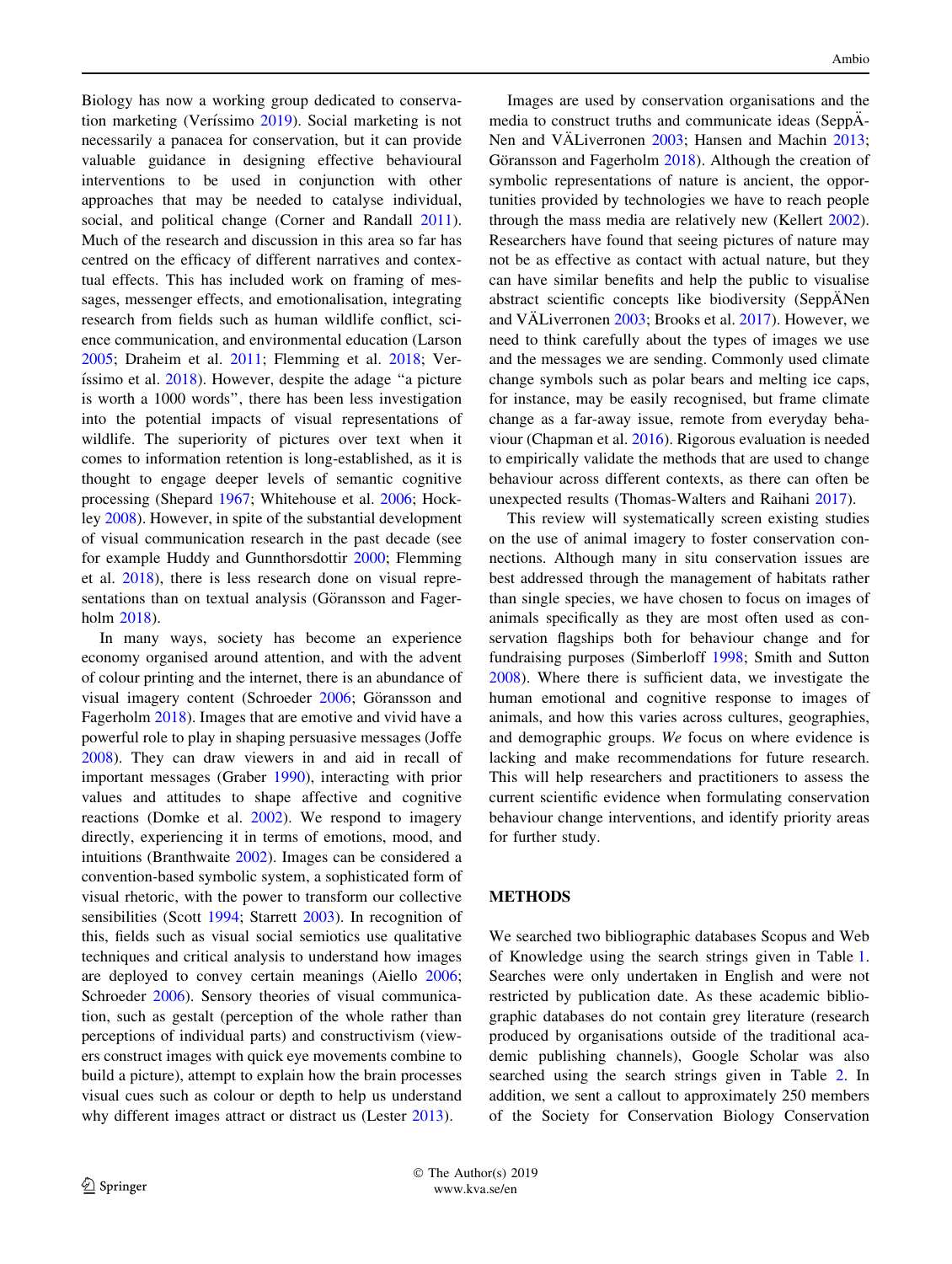Biology has now a working group dedicated to conservation marketing (Veríssimo 2019). Social marketing is not necessarily a panacea for conservation, but it can provide valuable guidance in designing effective behavioural interventions to be used in conjunction with other approaches that may be needed to catalyse individual, social, and political change (Corner and Randall 2011). Much of the research and discussion in this area so far has centred on the efficacy of different narratives and contextual effects. This has included work on framing of messages, messenger effects, and emotionalisation, integrating research from fields such as human wildlife conflict, science communication, and environmental education (Larson 2005; Draheim et al. 2011; Flemming et al. 2018; Veríssimo et al. 2018). However, despite the adage "a picture is worth a 1000 words", there has been less investigation into the potential impacts of visual representations of wildlife. The superiority of pictures over text when it comes to information retention is long-established, as it is thought to engage deeper levels of semantic cognitive processing (Shepard 1967; Whitehouse et al. 2006; Hockley 2008). However, in spite of the substantial development of visual communication research in the past decade (see for example Huddy and Gunnthorsdottir 2000; Flemming et al. 2018), there is less research done on visual representations than on textual analysis (Göransson and Fagerholm 2018).

In many ways, society has become an experience economy organised around attention, and with the advent of colour printing and the internet, there is an abundance of visual imagery content (Schroeder 2006; Göransson and Fagerholm 2018). Images that are emotive and vivid have a powerful role to play in shaping persuasive messages (Joffe 2008). They can draw viewers in and aid in recall of important messages (Graber 1990), interacting with prior values and attitudes to shape affective and cognitive reactions (Domke et al. 2002). We respond to imagery directly, experiencing it in terms of emotions, mood, and intuitions (Branthwaite 2002). Images can be considered a convention-based symbolic system, a sophisticated form of visual rhetoric, with the power to transform our collective sensibilities (Scott 1994; Starrett 2003). In recognition of this, fields such as visual social semiotics use qualitative techniques and critical analysis to understand how images are deployed to convey certain meanings (Aiello 2006; Schroeder 2006). Sensory theories of visual communication, such as gestalt (perception of the whole rather than perceptions of individual parts) and constructivism (viewers construct images with quick eye movements combine to build a picture), attempt to explain how the brain processes visual cues such as colour or depth to help us understand why different images attract or distract us (Lester 2013).

Images are used by conservation organisations and the media to construct truths and communicate ideas (SeppÄNen and VÄLiverronen 2003; Hansen and Machin 2013; Göransson and Fagerholm 2018). Although the creation of symbolic representations of nature is ancient, the opportunities provided by technologies we have to reach people through the mass media are relatively new (Kellert 2002). Researchers have found that seeing pictures of nature may not be as effective as contact with actual nature, but they can have similar benefits and help the public to visualise abstract scientific concepts like biodiversity (SeppÄNen and VÄLiverronen 2003; Brooks et al. 2017). However, we need to think carefully about the types of images we use and the messages we are sending. Commonly used climate change symbols such as polar bears and melting ice caps, for instance, may be easily recognised, but frame climate change as a far-away issue, remote from everyday behaviour (Chapman et al. 2016). Rigorous evaluation is needed to empirically validate the methods that are used to change behaviour across different contexts, as there can often be unexpected results (Thomas-Walters and Raihani 2017).

This review will systematically screen existing studies on the use of animal imagery to foster conservation connections. Although many in situ conservation issues are best addressed through the management of habitats rather than single species, we have chosen to focus on images of animals specifically as they are most often used as conservation flagships both for behaviour change and for fundraising purposes (Simberloff 1998; Smith and Sutton 2008). Where there is sufficient data, we investigate the human emotional and cognitive response to images of animals, and how this varies across cultures, geographies, and demographic groups. *We* focus on where evidence is lacking and make recommendations for future research. This will help researchers and practitioners to assess the current scientific evidence when formulating conservation behaviour change interventions, and identify priority areas for further study.

## METHODS

We searched two bibliographic databases Scopus and Web of Knowledge using the search strings given in Table 1. Searches were only undertaken in English and were not restricted by publication date. As these academic bibliographic databases do not contain grey literature (research produced by organisations outside of the traditional academic publishing channels), Google Scholar was also searched using the search strings given in Table 2. In addition, we sent a callout to approximately 250 members of the Society for Conservation Biology Conservation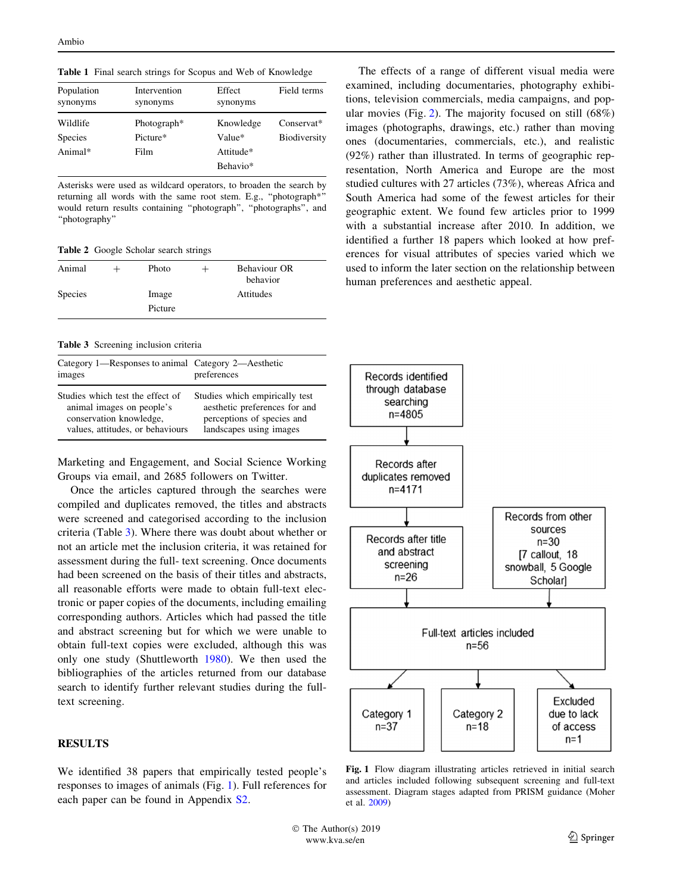**Table 1** Final search strings for Scopus and Web of Knowledge

| Population synonyms | Intervention synonyms | Effect synonyms | Field terms |
|---|---|---|---|
| Wildlife | Photograph* | Knowledge | Conservat* |
| Species | Picture* | Value* | Biodiversity |
| Animal* | Film | Attitude* | |
| | | Behavio* | |

Asterisks were used as wildcard operators, to broaden the search by returning all words with the same root stem. E.g., "photograph*" would return results containing "photograph", "photographs", and "photography"

**Table 2** Google Scholar search strings

| Animal | + | Photo | + | Behaviour OR behavior |
|---|---|---|---|---|
| Species | | Image | | Attitudes |
| | | Picture | | |

**Table 3** Screening inclusion criteria

| Category 1—Responses to animal images | Category 2—Aesthetic preferences |
|---|---|
| Studies which test the effect of animal images on people's conservation knowledge, values, attitudes, or behaviours | Studies which empirically test aesthetic preferences for and perceptions of species and landscapes using images |

Marketing and Engagement, and Social Science Working Groups via email, and 2685 followers on Twitter.

Once the articles captured through the searches were compiled and duplicates removed, the titles and abstracts were screened and categorised according to the inclusion criteria (Table 3). Where there was doubt about whether or not an article met the inclusion criteria, it was retained for assessment during the full- text screening. Once documents had been screened on the basis of their titles and abstracts, all reasonable efforts were made to obtain full-text electronic or paper copies of the documents, including emailing corresponding authors. Articles which had passed the title and abstract screening but for which we were unable to obtain full-text copies were excluded, although this was only one study (Shuttleworth 1980). We then used the bibliographies of the articles returned from our database search to identify further relevant studies during the full-text screening.

## RESULTS

We identified 38 papers that empirically tested people's responses to images of animals (Fig. 1). Full references for each paper can be found in Appendix S2.

The effects of a range of different visual media were examined, including documentaries, photography exhibitions, television commercials, media campaigns, and popular movies (Fig. 2). The majority focused on still (68%) images (photographs, drawings, etc.) rather than moving ones (documentaries, commercials, etc.), and realistic (92%) rather than illustrated. In terms of geographic representation, North America and Europe are the most studied cultures with 27 articles (73%), whereas Africa and South America had some of the fewest articles for their geographic extent. We found few articles prior to 1999 with a substantial increase after 2010. In addition, we identified a further 18 papers which looked at how preferences for visual attributes of species varied which we used to inform the later section on the relationship between human preferences and aesthetic appeal.

Records identified through database searching n=4805 → Records after duplicates removed n=4171 → Records after title and abstract screening n=26

Records from other sources n=30 [7 callout, 18 snowball, 5 Google Scholar]

Full-text articles included n=56 → Category 1 n=37; Category 2 n=18; Excluded due to lack of access n=1

**Fig. 1** Flow diagram illustrating articles retrieved in initial search and articles included following subsequent screening and full-text assessment. Diagram stages adapted from PRISM guidance (Moher et al. 2009)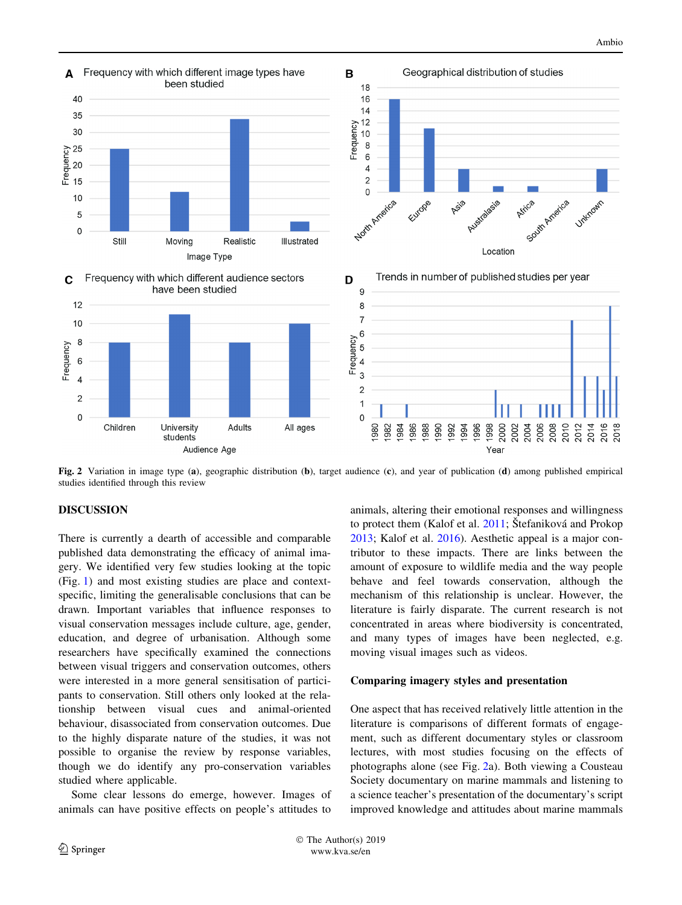Fig. 2 Variation in image type (a), geographic distribution (b), target audience (c), and year of publication (d) among published empirical studies identified through this review

## DISCUSSION

There is currently a dearth of accessible and comparable published data demonstrating the efficacy of animal imagery. We identified very few studies looking at the topic (Fig. 1) and most existing studies are place and context-specific, limiting the generalisable conclusions that can be drawn. Important variables that influence responses to visual conservation messages include culture, age, gender, education, and degree of urbanisation. Although some researchers have specifically examined the connections between visual triggers and conservation outcomes, others were interested in a more general sensitisation of participants to conservation. Still others only looked at the relationship between visual cues and animal-oriented behaviour, disassociated from conservation outcomes. Due to the highly disparate nature of the studies, it was not possible to organise the review by response variables, though we do identify any pro-conservation variables studied where applicable.

Some clear lessons do emerge, however. Images of animals can have positive effects on people's attitudes to animals, altering their emotional responses and willingness to protect them (Kalof et al. 2011; Štefaniková and Prokop 2013; Kalof et al. 2016). Aesthetic appeal is a major contributor to these impacts. There are links between the amount of exposure to wildlife media and the way people behave and feel towards conservation, although the mechanism of this relationship is unclear. However, the literature is fairly disparate. The current research is not concentrated in areas where biodiversity is concentrated, and many types of images have been neglected, e.g. moving visual images such as videos.

### Comparing imagery styles and presentation

One aspect that has received relatively little attention in the literature is comparisons of different formats of engagement, such as different documentary styles or classroom lectures, with most studies focusing on the effects of photographs alone (see Fig. 2a). Both viewing a Cousteau Society documentary on marine mammals and listening to a science teacher's presentation of the documentary's script improved knowledge and attitudes about marine mammals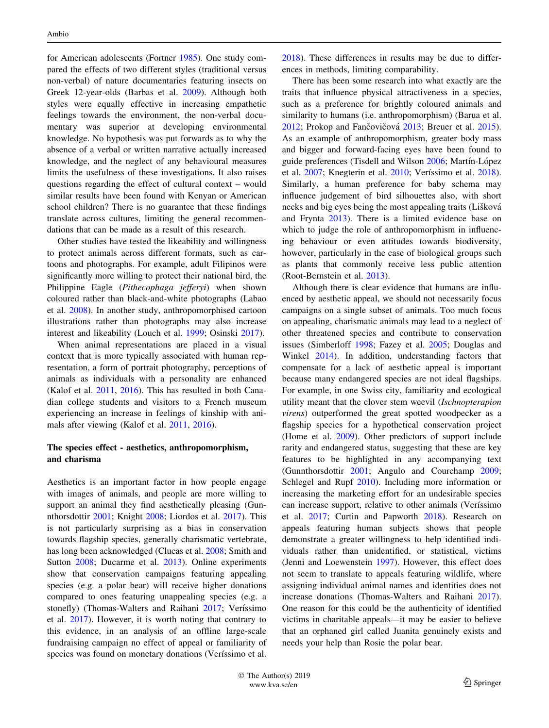for American adolescents (Fortner 1985). One study compared the effects of two different styles (traditional versus non-verbal) of nature documentaries featuring insects on Greek 12-year-olds (Barbas et al. 2009). Although both styles were equally effective in increasing empathetic feelings towards the environment, the non-verbal documentary was superior at developing environmental knowledge. No hypothesis was put forwards as to why the absence of a verbal or written narrative actually increased knowledge, and the neglect of any behavioural measures limits the usefulness of these investigations. It also raises questions regarding the effect of cultural context – would similar results have been found with Kenyan or American school children? There is no guarantee that these findings translate across cultures, limiting the general recommendations that can be made as a result of this research.

Other studies have tested the likeability and willingness to protect animals across different formats, such as cartoons and photographs. For example, adult Filipinos were significantly more willing to protect their national bird, the Philippine Eagle (*Pithecophaga jefferyi*) when shown coloured rather than black-and-white photographs (Labao et al. 2008). In another study, anthropomorphised cartoon illustrations rather than photographs may also increase interest and likeability (Louch et al. 1999; Osinski 2017).

When animal representations are placed in a visual context that is more typically associated with human representation, a form of portrait photography, perceptions of animals as individuals with a personality are enhanced (Kalof et al. 2011, 2016). This has resulted in both Canadian college students and visitors to a French museum experiencing an increase in feelings of kinship with animals after viewing (Kalof et al. 2011, 2016).

## The species effect - aesthetics, anthropomorphism, and charisma

Aesthetics is an important factor in how people engage with images of animals, and people are more willing to support an animal they find aesthetically pleasing (Gunnthorsdottir 2001; Knight 2008; Liordos et al. 2017). This is not particularly surprising as a bias in conservation towards flagship species, generally charismatic vertebrate, has long been acknowledged (Clucas et al. 2008; Smith and Sutton 2008; Ducarme et al. 2013). Online experiments show that conservation campaigns featuring appealing species (e.g. a polar bear) will receive higher donations compared to ones featuring unappealing species (e.g. a stonefly) (Thomas-Walters and Raihani 2017; Veríssimo et al. 2017). However, it is worth noting that contrary to this evidence, in an analysis of an offline large-scale fundraising campaign no effect of appeal or familiarity of species was found on monetary donations (Veríssimo et al. 2018). These differences in results may be due to differences in methods, limiting comparability.

There has been some research into what exactly are the traits that influence physical attractiveness in a species, such as a preference for brightly coloured animals and similarity to humans (i.e. anthropomorphism) (Barua et al. 2012; Prokop and Fančovičová 2013; Breuer et al. 2015). As an example of anthropomorphism, greater body mass and bigger and forward-facing eyes have been found to guide preferences (Tisdell and Wilson 2006; Martín-López et al. 2007; Knegterin et al. 2010; Veríssimo et al. 2018). Similarly, a human preference for baby schema may influence judgement of bird silhouettes also, with short necks and big eyes being the most appealing traits (Lišková and Frynta 2013). There is a limited evidence base on which to judge the role of anthropomorphism in influencing behaviour or even attitudes towards biodiversity, however, particularly in the case of biological groups such as plants that commonly receive less public attention (Root-Bernstein et al. 2013).

Although there is clear evidence that humans are influenced by aesthetic appeal, we should not necessarily focus campaigns on a single subset of animals. Too much focus on appealing, charismatic animals may lead to a neglect of other threatened species and contribute to conservation issues (Simberloff 1998; Fazey et al. 2005; Douglas and Winkel 2014). In addition, understanding factors that compensate for a lack of aesthetic appeal is important because many endangered species are not ideal flagships. For example, in one Swiss city, familiarity and ecological utility meant that the clover stem weevil (*Ischnopterapion virens*) outperformed the great spotted woodpecker as a flagship species for a hypothetical conservation project (Home et al. 2009). Other predictors of support include rarity and endangered status, suggesting that these are key features to be highlighted in any accompanying text (Gunnthorsdottir 2001; Angulo and Courchamp 2009; Schlegel and Rupf 2010). Including more information or increasing the marketing effort for an undesirable species can increase support, relative to other animals (Veríssimo et al. 2017; Curtin and Papworth 2018). Research on appeals featuring human subjects shows that people demonstrate a greater willingness to help identified individuals rather than unidentified, or statistical, victims (Jenni and Loewenstein 1997). However, this effect does not seem to translate to appeals featuring wildlife, where assigning individual animal names and identities does not increase donations (Thomas-Walters and Raihani 2017). One reason for this could be the authenticity of identified victims in charitable appeals—it may be easier to believe that an orphaned girl called Juanita genuinely exists and needs your help than Rosie the polar bear.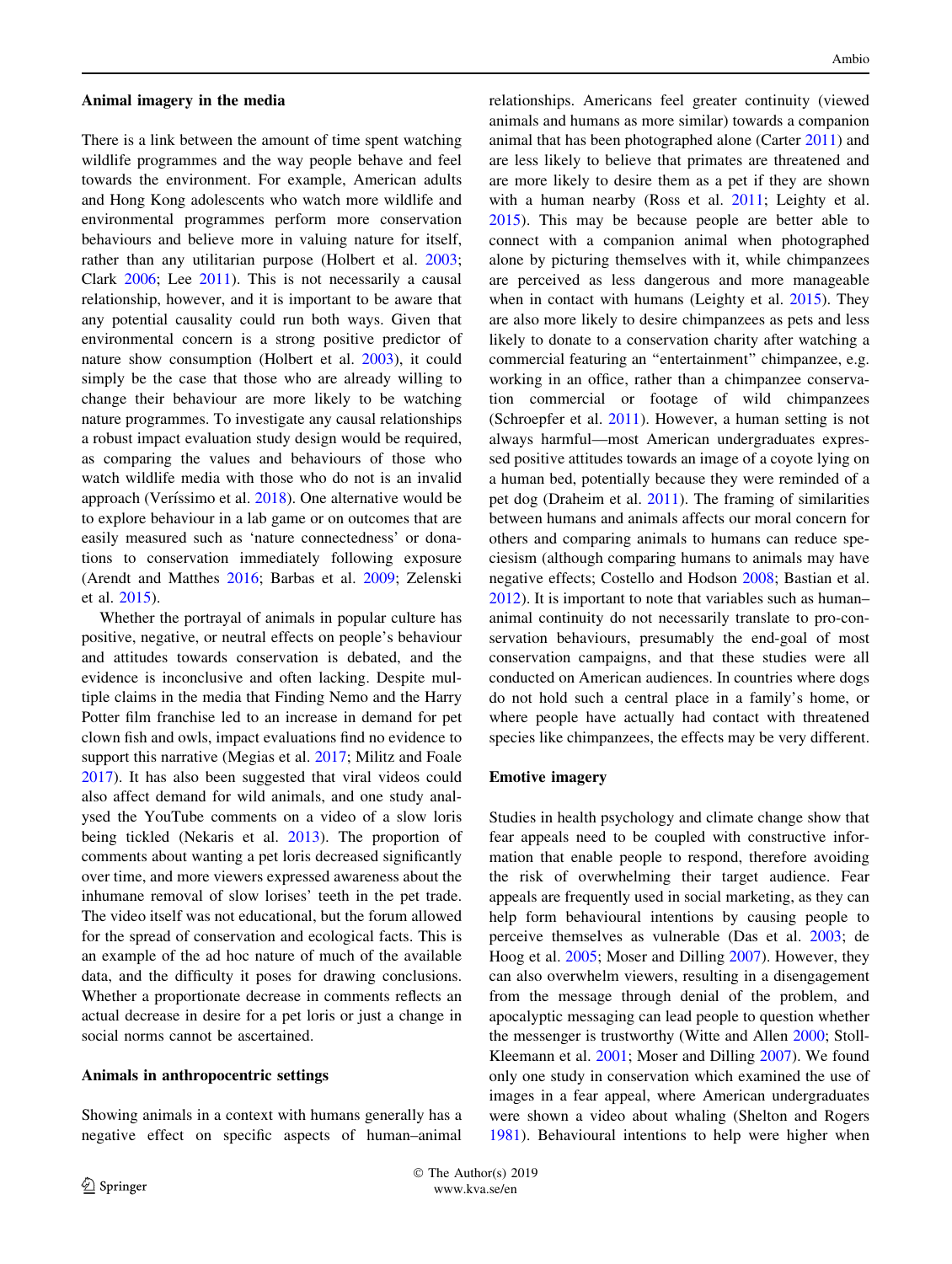### Animal imagery in the media

There is a link between the amount of time spent watching wildlife programmes and the way people behave and feel towards the environment. For example, American adults and Hong Kong adolescents who watch more wildlife and environmental programmes perform more conservation behaviours and believe more in valuing nature for itself, rather than any utilitarian purpose (Holbert et al. 2003; Clark 2006; Lee 2011). This is not necessarily a causal relationship, however, and it is important to be aware that any potential causality could run both ways. Given that environmental concern is a strong positive predictor of nature show consumption (Holbert et al. 2003), it could simply be the case that those who are already willing to change their behaviour are more likely to be watching nature programmes. To investigate any causal relationships a robust impact evaluation study design would be required, as comparing the values and behaviours of those who watch wildlife media with those who do not is an invalid approach (Veríssimo et al. 2018). One alternative would be to explore behaviour in a lab game or on outcomes that are easily measured such as 'nature connectedness' or donations to conservation immediately following exposure (Arendt and Matthes 2016; Barbas et al. 2009; Zelenski et al. 2015).

Whether the portrayal of animals in popular culture has positive, negative, or neutral effects on people's behaviour and attitudes towards conservation is debated, and the evidence is inconclusive and often lacking. Despite multiple claims in the media that Finding Nemo and the Harry Potter film franchise led to an increase in demand for pet clown fish and owls, impact evaluations find no evidence to support this narrative (Megias et al. 2017; Militz and Foale 2017). It has also been suggested that viral videos could also affect demand for wild animals, and one study analysed the YouTube comments on a video of a slow loris being tickled (Nekaris et al. 2013). The proportion of comments about wanting a pet loris decreased significantly over time, and more viewers expressed awareness about the inhumane removal of slow lorises' teeth in the pet trade. The video itself was not educational, but the forum allowed for the spread of conservation and ecological facts. This is an example of the ad hoc nature of much of the available data, and the difficulty it poses for drawing conclusions. Whether a proportionate decrease in comments reflects an actual decrease in desire for a pet loris or just a change in social norms cannot be ascertained.

### Animals in anthropocentric settings

Showing animals in a context with humans generally has a negative effect on specific aspects of human–animal relationships. Americans feel greater continuity (viewed animals and humans as more similar) towards a companion animal that has been photographed alone (Carter 2011) and are less likely to believe that primates are threatened and are more likely to desire them as a pet if they are shown with a human nearby (Ross et al. 2011; Leighty et al. 2015). This may be because people are better able to connect with a companion animal when photographed alone by picturing themselves with it, while chimpanzees are perceived as less dangerous and more manageable when in contact with humans (Leighty et al. 2015). They are also more likely to desire chimpanzees as pets and less likely to donate to a conservation charity after watching a commercial featuring an "entertainment" chimpanzee, e.g. working in an office, rather than a chimpanzee conservation commercial or footage of wild chimpanzees (Schroepfer et al. 2011). However, a human setting is not always harmful—most American undergraduates expressed positive attitudes towards an image of a coyote lying on a human bed, potentially because they were reminded of a pet dog (Draheim et al. 2011). The framing of similarities between humans and animals affects our moral concern for others and comparing animals to humans can reduce speciesism (although comparing humans to animals may have negative effects; Costello and Hodson 2008; Bastian et al. 2012). It is important to note that variables such as human–animal continuity do not necessarily translate to pro-conservation behaviours, presumably the end-goal of most conservation campaigns, and that these studies were all conducted on American audiences. In countries where dogs do not hold such a central place in a family's home, or where people have actually had contact with threatened species like chimpanzees, the effects may be very different.

### Emotive imagery

Studies in health psychology and climate change show that fear appeals need to be coupled with constructive information that enable people to respond, therefore avoiding the risk of overwhelming their target audience. Fear appeals are frequently used in social marketing, as they can help form behavioural intentions by causing people to perceive themselves as vulnerable (Das et al. 2003; de Hoog et al. 2005; Moser and Dilling 2007). However, they can also overwhelm viewers, resulting in a disengagement from the message through denial of the problem, and apocalyptic messaging can lead people to question whether the messenger is trustworthy (Witte and Allen 2000; Stoll-Kleemann et al. 2001; Moser and Dilling 2007). We found only one study in conservation which examined the use of images in a fear appeal, where American undergraduates were shown a video about whaling (Shelton and Rogers 1981). Behavioural intentions to help were higher when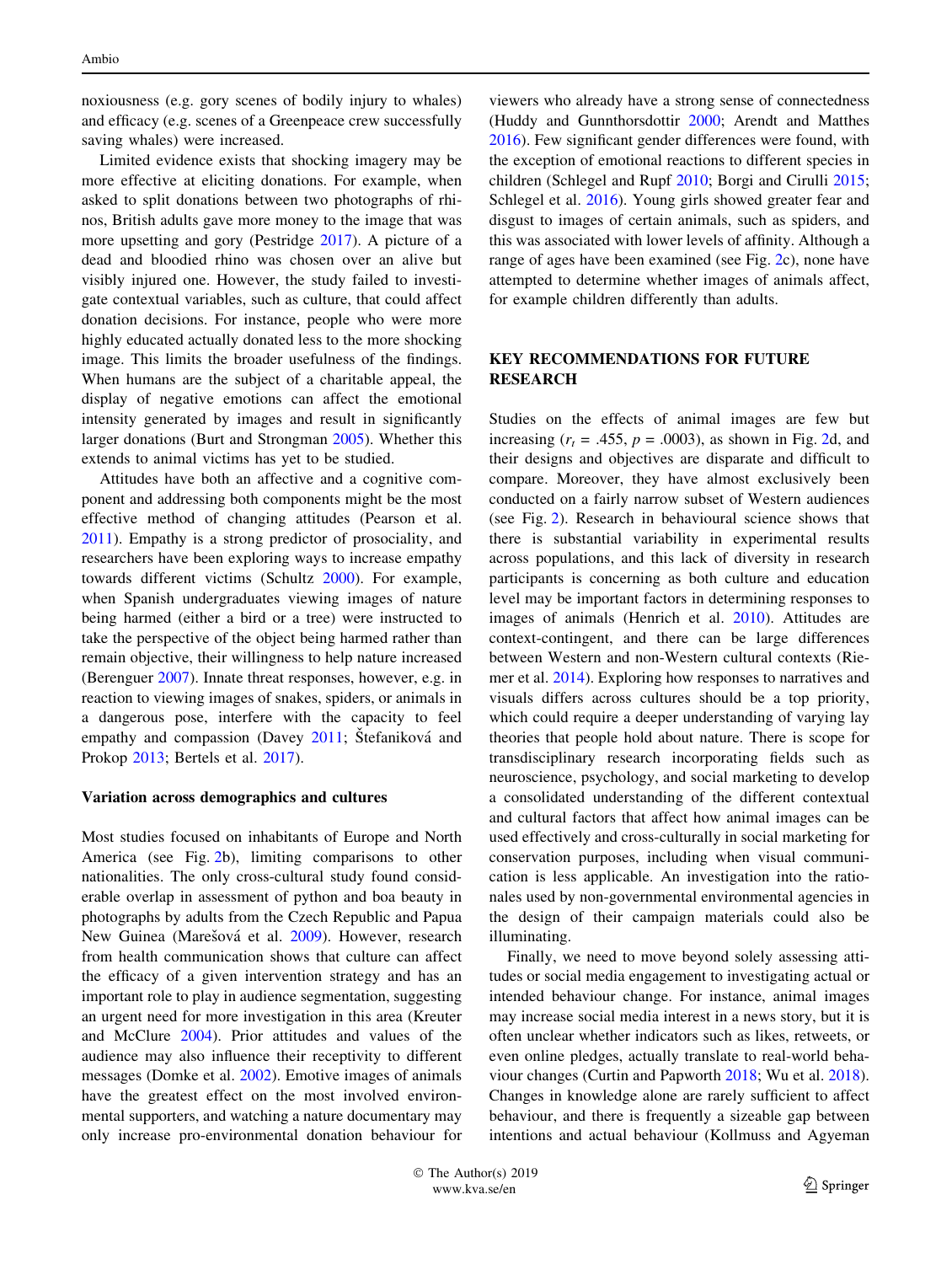noxiousness (e.g. gory scenes of bodily injury to whales) and efficacy (e.g. scenes of a Greenpeace crew successfully saving whales) were increased.

Limited evidence exists that shocking imagery may be more effective at eliciting donations. For example, when asked to split donations between two photographs of rhinos, British adults gave more money to the image that was more upsetting and gory (Pestridge 2017). A picture of a dead and bloodied rhino was chosen over an alive but visibly injured one. However, the study failed to investigate contextual variables, such as culture, that could affect donation decisions. For instance, people who were more highly educated actually donated less to the more shocking image. This limits the broader usefulness of the findings. When humans are the subject of a charitable appeal, the display of negative emotions can affect the emotional intensity generated by images and result in significantly larger donations (Burt and Strongman 2005). Whether this extends to animal victims has yet to be studied.

Attitudes have both an affective and a cognitive component and addressing both components might be the most effective method of changing attitudes (Pearson et al. 2011). Empathy is a strong predictor of prosociality, and researchers have been exploring ways to increase empathy towards different victims (Schultz 2000). For example, when Spanish undergraduates viewing images of nature being harmed (either a bird or a tree) were instructed to take the perspective of the object being harmed rather than remain objective, their willingness to help nature increased (Berenguer 2007). Innate threat responses, however, e.g. in reaction to viewing images of snakes, spiders, or animals in a dangerous pose, interfere with the capacity to feel empathy and compassion (Davey 2011; Štefaniková and Prokop 2013; Bertels et al. 2017).

### Variation across demographics and cultures

Most studies focused on inhabitants of Europe and North America (see Fig. 2b), limiting comparisons to other nationalities. The only cross-cultural study found considerable overlap in assessment of python and boa beauty in photographs by adults from the Czech Republic and Papua New Guinea (Marešová et al. 2009). However, research from health communication shows that culture can affect the efficacy of a given intervention strategy and has an important role to play in audience segmentation, suggesting an urgent need for more investigation in this area (Kreuter and McClure 2004). Prior attitudes and values of the audience may also influence their receptivity to different messages (Domke et al. 2002). Emotive images of animals have the greatest effect on the most involved environmental supporters, and watching a nature documentary may only increase pro-environmental donation behaviour for viewers who already have a strong sense of connectedness (Huddy and Gunnthorsdottir 2000; Arendt and Matthes 2016). Few significant gender differences were found, with the exception of emotional reactions to different species in children (Schlegel and Rupf 2010; Borgi and Cirulli 2015; Schlegel et al. 2016). Young girls showed greater fear and disgust to images of certain animals, such as spiders, and this was associated with lower levels of affinity. Although a range of ages have been examined (see Fig. 2c), none have attempted to determine whether images of animals affect, for example children differently than adults.

## KEY RECOMMENDATIONS FOR FUTURE RESEARCH

Studies on the effects of animal images are few but increasing ($r_t$ = .455, $p$ = .0003), as shown in Fig. 2d, and their designs and objectives are disparate and difficult to compare. Moreover, they have almost exclusively been conducted on a fairly narrow subset of Western audiences (see Fig. 2). Research in behavioural science shows that there is substantial variability in experimental results across populations, and this lack of diversity in research participants is concerning as both culture and education level may be important factors in determining responses to images of animals (Henrich et al. 2010). Attitudes are context-contingent, and there can be large differences between Western and non-Western cultural contexts (Riemer et al. 2014). Exploring how responses to narratives and visuals differs across cultures should be a top priority, which could require a deeper understanding of varying lay theories that people hold about nature. There is scope for transdisciplinary research incorporating fields such as neuroscience, psychology, and social marketing to develop a consolidated understanding of the different contextual and cultural factors that affect how animal images can be used effectively and cross-culturally in social marketing for conservation purposes, including when visual communication is less applicable. An investigation into the rationales used by non-governmental environmental agencies in the design of their campaign materials could also be illuminating.

Finally, we need to move beyond solely assessing attitudes or social media engagement to investigating actual or intended behaviour change. For instance, animal images may increase social media interest in a news story, but it is often unclear whether indicators such as likes, retweets, or even online pledges, actually translate to real-world behaviour changes (Curtin and Papworth 2018; Wu et al. 2018). Changes in knowledge alone are rarely sufficient to affect behaviour, and there is frequently a sizeable gap between intentions and actual behaviour (Kollmuss and Agyeman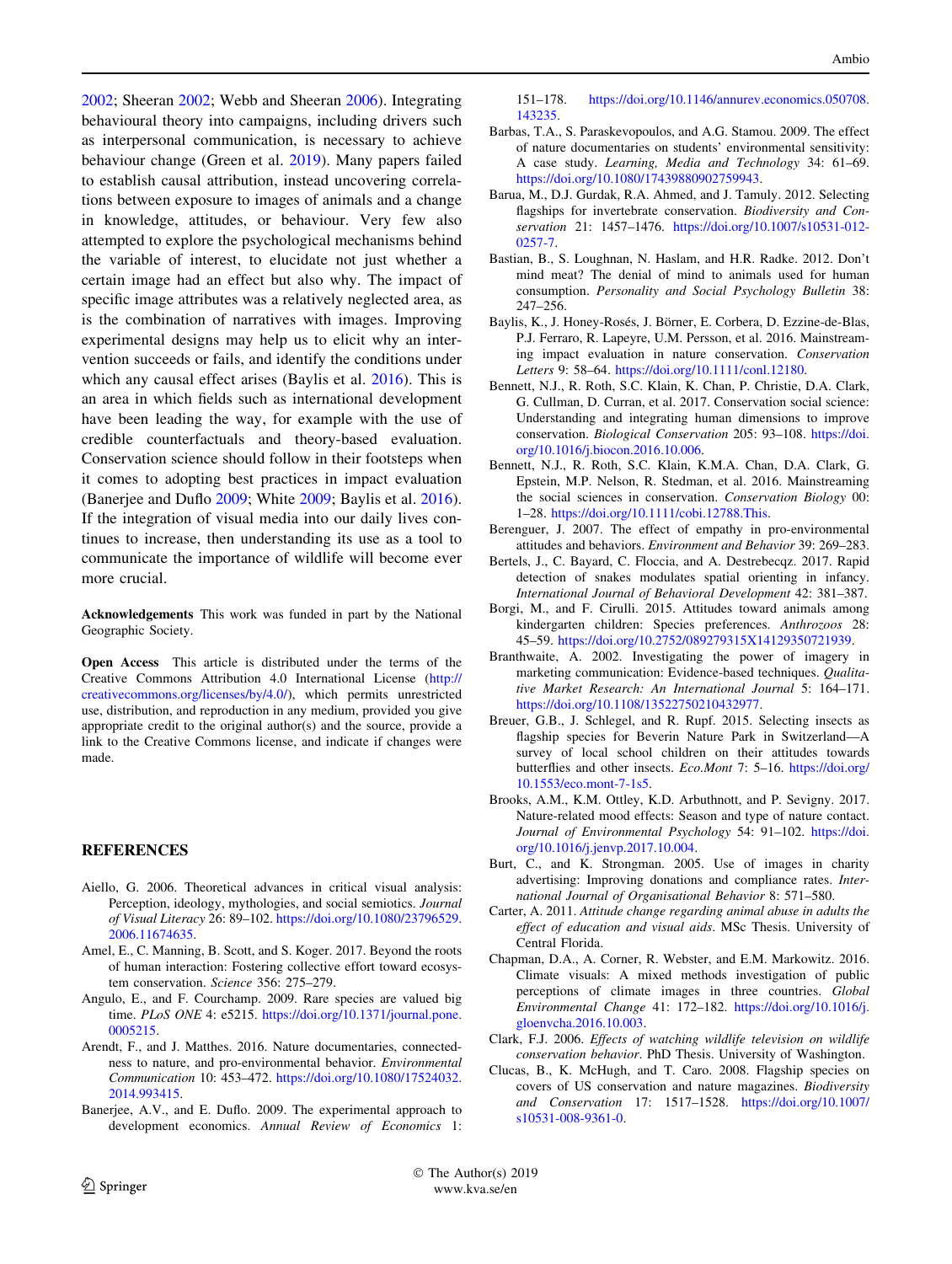2002; Sheeran 2002; Webb and Sheeran 2006). Integrating behavioural theory into campaigns, including drivers such as interpersonal communication, is necessary to achieve behaviour change (Green et al. 2019). Many papers failed to establish causal attribution, instead uncovering correlations between exposure to images of animals and a change in knowledge, attitudes, or behaviour. Very few also attempted to explore the psychological mechanisms behind the variable of interest, to elucidate not just whether a certain image had an effect but also why. The impact of specific image attributes was a relatively neglected area, as is the combination of narratives with images. Improving experimental designs may help us to elicit why an intervention succeeds or fails, and identify the conditions under which any causal effect arises (Baylis et al. 2016). This is an area in which fields such as international development have been leading the way, for example with the use of credible counterfactuals and theory-based evaluation. Conservation science should follow in their footsteps when it comes to adopting best practices in impact evaluation (Banerjee and Duflo 2009; White 2009; Baylis et al. 2016). If the integration of visual media into our daily lives continues to increase, then understanding its use as a tool to communicate the importance of wildlife will become ever more crucial.

**Acknowledgements** This work was funded in part by the National Geographic Society.

**Open Access** This article is distributed under the terms of the Creative Commons Attribution 4.0 International License (http://creativecommons.org/licenses/by/4.0/), which permits unrestricted use, distribution, and reproduction in any medium, provided you give appropriate credit to the original author(s) and the source, provide a link to the Creative Commons license, and indicate if changes were made.

## REFERENCES

Aiello, G. 2006. Theoretical advances in critical visual analysis: Perception, ideology, mythologies, and social semiotics. *Journal of Visual Literacy* 26: 89–102. https://doi.org/10.1080/23796529.2006.11674635.

Amel, E., C. Manning, B. Scott, and S. Koger. 2017. Beyond the roots of human interaction: Fostering collective effort toward ecosystem conservation. *Science* 356: 275–279.

Angulo, E., and F. Courchamp. 2009. Rare species are valued big time. *PLoS ONE* 4: e5215. https://doi.org/10.1371/journal.pone.0005215.

Arendt, F., and J. Matthes. 2016. Nature documentaries, connectedness to nature, and pro-environmental behavior. *Environmental Communication* 10: 453–472. https://doi.org/10.1080/17524032.2014.993415.

Banerjee, A.V., and E. Duflo. 2009. The experimental approach to development economics. *Annual Review of Economics* 1: 151–178. https://doi.org/10.1146/annurev.economics.050708.143235.

Barbas, T.A., S. Paraskevopoulos, and A.G. Stamou. 2009. The effect of nature documentaries on students' environmental sensitivity: A case study. *Learning, Media and Technology* 34: 61–69. https://doi.org/10.1080/17439880902759943.

Barua, M., D.J. Gurdak, R.A. Ahmed, and J. Tamuly. 2012. Selecting flagships for invertebrate conservation. *Biodiversity and Conservation* 21: 1457–1476. https://doi.org/10.1007/s10531-012-0257-7.

Bastian, B., S. Loughnan, N. Haslam, and H.R. Radke. 2012. Don't mind meat? The denial of mind to animals used for human consumption. *Personality and Social Psychology Bulletin* 38: 247–256.

Baylis, K., J. Honey-Rosés, J. Börner, E. Corbera, D. Ezzine-de-Blas, P.J. Ferraro, R. Lapeyre, U.M. Persson, et al. 2016. Mainstreaming impact evaluation in nature conservation. *Conservation Letters* 9: 58–64. https://doi.org/10.1111/conl.12180.

Bennett, N.J., R. Roth, S.C. Klain, K. Chan, P. Christie, D.A. Clark, G. Cullman, D. Curran, et al. 2017. Conservation social science: Understanding and integrating human dimensions to improve conservation. *Biological Conservation* 205: 93–108. https://doi.org/10.1016/j.biocon.2016.10.006.

Bennett, N.J., R. Roth, S.C. Klain, K.M.A. Chan, D.A. Clark, G. Epstein, M.P. Nelson, R. Stedman, et al. 2016. Mainstreaming the social sciences in conservation. *Conservation Biology* 00: 1–28. https://doi.org/10.1111/cobi.12788.This.

Berenguer, J. 2007. The effect of empathy in pro-environmental attitudes and behaviors. *Environment and Behavior* 39: 269–283.

Bertels, J., C. Bayard, C. Floccia, and A. Destrebecqz. 2017. Rapid detection of snakes modulates spatial orienting in infancy. *International Journal of Behavioral Development* 42: 381–387.

Borgi, M., and F. Cirulli. 2015. Attitudes toward animals among kindergarten children: Species preferences. *Anthrozoos* 28: 45–59. https://doi.org/10.2752/089279315X14129350721939.

Branthwaite, A. 2002. Investigating the power of imagery in marketing communication: Evidence-based techniques. *Qualitative Market Research: An International Journal* 5: 164–171. https://doi.org/10.1108/13522750210432977.

Breuer, G.B., J. Schlegel, and R. Rupf. 2015. Selecting insects as flagship species for Beverin Nature Park in Switzerland—A survey of local school children on their attitudes towards butterflies and other insects. *Eco.Mont* 7: 5–16. https://doi.org/10.1553/eco.mont-7-1s5.

Brooks, A.M., K.M. Ottley, K.D. Arbuthnott, and P. Sevigny. 2017. Nature-related mood effects: Season and type of nature contact. *Journal of Environmental Psychology* 54: 91–102. https://doi.org/10.1016/j.jenvp.2017.10.004.

Burt, C., and K. Strongman. 2005. Use of images in charity advertising: Improving donations and compliance rates. *International Journal of Organisational Behavior* 8: 571–580.

Carter, A. 2011. *Attitude change regarding animal abuse in adults the effect of education and visual aids*. MSc Thesis. University of Central Florida.

Chapman, D.A., A. Corner, R. Webster, and E.M. Markowitz. 2016. Climate visuals: A mixed methods investigation of public perceptions of climate images in three countries. *Global Environmental Change* 41: 172–182. https://doi.org/10.1016/j.gloenvcha.2016.10.003.

Clark, F.J. 2006. *Effects of watching wildlife television on wildlife conservation behavior*. PhD Thesis. University of Washington.

Clucas, B., K. McHugh, and T. Caro. 2008. Flagship species on covers of US conservation and nature magazines. *Biodiversity and Conservation* 17: 1517–1528. https://doi.org/10.1007/s10531-008-9361-0.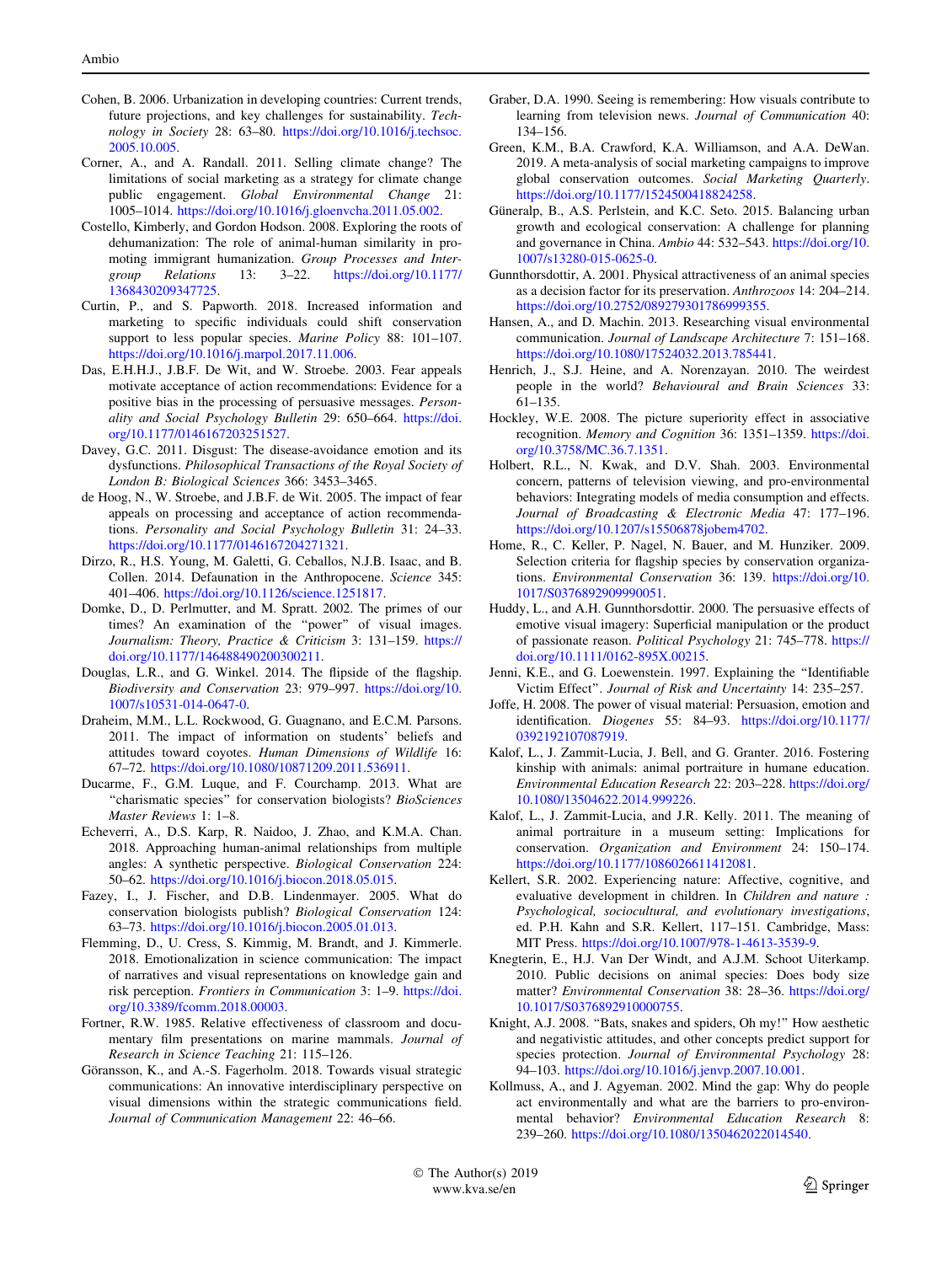Cohen, B. 2006. Urbanization in developing countries: Current trends, future projections, and key challenges for sustainability. *Technology in Society* 28: 63–80. https://doi.org/10.1016/j.techsoc.2005.10.005.

Corner, A., and A. Randall. 2011. Selling climate change? The limitations of social marketing as a strategy for climate change public engagement. *Global Environmental Change* 21: 1005–1014. https://doi.org/10.1016/j.gloenvcha.2011.05.002.

Costello, Kimberly, and Gordon Hodson. 2008. Exploring the roots of dehumanization: The role of animal-human similarity in promoting immigrant humanization. *Group Processes and Intergroup Relations* 13: 3–22. https://doi.org/10.1177/1368430209347725.

Curtin, P., and S. Papworth. 2018. Increased information and marketing to specific individuals could shift conservation support to less popular species. *Marine Policy* 88: 101–107. https://doi.org/10.1016/j.marpol.2017.11.006.

Das, E.H.H.J., J.B.F. De Wit, and W. Stroebe. 2003. Fear appeals motivate acceptance of action recommendations: Evidence for a positive bias in the processing of persuasive messages. *Personality and Social Psychology Bulletin* 29: 650–664. https://doi.org/10.1177/0146167203251527.

Davey, G.C. 2011. Disgust: The disease-avoidance emotion and its dysfunctions. *Philosophical Transactions of the Royal Society of London B: Biological Sciences* 366: 3453–3465.

de Hoog, N., W. Stroebe, and J.B.F. de Wit. 2005. The impact of fear appeals on processing and acceptance of action recommendations. *Personality and Social Psychology Bulletin* 31: 24–33. https://doi.org/10.1177/0146167204271321.

Dirzo, R., H.S. Young, M. Galetti, G. Ceballos, N.J.B. Isaac, and B. Collen. 2014. Defaunation in the Anthropocene. *Science* 345: 401–406. https://doi.org/10.1126/science.1251817.

Domke, D., D. Perlmutter, and M. Spratt. 2002. The primes of our times? An examination of the "power" of visual images. *Journalism: Theory, Practice & Criticism* 3: 131–159. https://doi.org/10.1177/146488490200300211.

Douglas, L.R., and G. Winkel. 2014. The flipside of the flagship. *Biodiversity and Conservation* 23: 979–997. https://doi.org/10.1007/s10531-014-0647-0.

Draheim, M.M., L.L. Rockwood, G. Guagnano, and E.C.M. Parsons. 2011. The impact of information on students' beliefs and attitudes toward coyotes. *Human Dimensions of Wildlife* 16: 67–72. https://doi.org/10.1080/10871209.2011.536911.

Ducarme, F., G.M. Luque, and F. Courchamp. 2013. What are "charismatic species" for conservation biologists? *BioSciences Master Reviews* 1: 1–8.

Echeverri, A., D.S. Karp, R. Naidoo, J. Zhao, and K.M.A. Chan. 2018. Approaching human-animal relationships from multiple angles: A synthetic perspective. *Biological Conservation* 224: 50–62. https://doi.org/10.1016/j.biocon.2018.05.015.

Fazey, I., J. Fischer, and D.B. Lindenmayer. 2005. What do conservation biologists publish? *Biological Conservation* 124: 63–73. https://doi.org/10.1016/j.biocon.2005.01.013.

Flemming, D., U. Cress, S. Kimmig, M. Brandt, and J. Kimmerle. 2018. Emotionalization in science communication: The impact of narratives and visual representations on knowledge gain and risk perception. *Frontiers in Communication* 3: 1–9. https://doi.org/10.3389/fcomm.2018.00003.

Fortner, R.W. 1985. Relative effectiveness of classroom and documentary film presentations on marine mammals. *Journal of Research in Science Teaching* 21: 115–126.

Göransson, K., and A.-S. Fagerholm. 2018. Towards visual strategic communications: An innovative interdisciplinary perspective on visual dimensions within the strategic communications field. *Journal of Communication Management* 22: 46–66.

Graber, D.A. 1990. Seeing is remembering: How visuals contribute to learning from television news. *Journal of Communication* 40: 134–156.

Green, K.M., B.A. Crawford, K.A. Williamson, and A.A. DeWan. 2019. A meta-analysis of social marketing campaigns to improve global conservation outcomes. *Social Marketing Quarterly*. https://doi.org/10.1177/1524500418824258.

Güneralp, B., A.S. Perlstein, and K.C. Seto. 2015. Balancing urban growth and ecological conservation: A challenge for planning and governance in China. *Ambio* 44: 532–543. https://doi.org/10.1007/s13280-015-0625-0.

Gunnthorsdottir, A. 2001. Physical attractiveness of an animal species as a decision factor for its preservation. *Anthrozoos* 14: 204–214. https://doi.org/10.2752/089279301786999355.

Hansen, A., and D. Machin. 2013. Researching visual environmental communication. *Journal of Landscape Architecture* 7: 151–168. https://doi.org/10.1080/17524032.2013.785441.

Henrich, J., S.J. Heine, and A. Norenzayan. 2010. The weirdest people in the world? *Behavioural and Brain Sciences* 33: 61–135.

Hockley, W.E. 2008. The picture superiority effect in associative recognition. *Memory and Cognition* 36: 1351–1359. https://doi.org/10.3758/MC.36.7.1351.

Holbert, R.L., N. Kwak, and D.V. Shah. 2003. Environmental concern, patterns of television viewing, and pro-environmental behaviors: Integrating models of media consumption and effects. *Journal of Broadcasting & Electronic Media* 47: 177–196. https://doi.org/10.1207/s15506878jobem4702.

Home, R., C. Keller, P. Nagel, N. Bauer, and M. Hunziker. 2009. Selection criteria for flagship species by conservation organizations. *Environmental Conservation* 36: 139. https://doi.org/10.1017/S0376892909990051.

Huddy, L., and A.H. Gunnthorsdottir. 2000. The persuasive effects of emotive visual imagery: Superficial manipulation or the product of passionate reason. *Political Psychology* 21: 745–778. https://doi.org/10.1111/0162-895X.00215.

Jenni, K.E., and G. Loewenstein. 1997. Explaining the "Identifiable Victim Effect". *Journal of Risk and Uncertainty* 14: 235–257.

Joffe, H. 2008. The power of visual material: Persuasion, emotion and identification. *Diogenes* 55: 84–93. https://doi.org/10.1177/0392192107087919.

Kalof, L., J. Zammit-Lucia, J. Bell, and G. Granter. 2016. Fostering kinship with animals: animal portraiture in humane education. *Environmental Education Research* 22: 203–228. https://doi.org/10.1080/13504622.2014.999226.

Kalof, L., J. Zammit-Lucia, and J.R. Kelly. 2011. The meaning of animal portraiture in a museum setting: Implications for conservation. *Organization and Environment* 24: 150–174. https://doi.org/10.1177/1086026611412081.

Kellert, S.R. 2002. Experiencing nature: Affective, cognitive, and evaluative development in children. In *Children and nature : Psychological, sociocultural, and evolutionary investigations*, ed. P.H. Kahn and S.R. Kellert, 117–151. Cambridge, Mass: MIT Press. https://doi.org/10.1007/978-1-4613-3539-9.

Knegtering, E., H.J. Van Der Windt, and A.J.M. Schoot Uiterkamp. 2010. Public decisions on animal species: Does body size matter? *Environmental Conservation* 38: 28–36. https://doi.org/10.1017/S0376892910000755.

Knight, A.J. 2008. "Bats, snakes and spiders, Oh my!" How aesthetic and negativistic attitudes, and other concepts predict support for species protection. *Journal of Environmental Psychology* 28: 94–103. https://doi.org/10.1016/j.jenvp.2007.10.001.

Kollmuss, A., and J. Agyeman. 2002. Mind the gap: Why do people act environmentally and what are the barriers to pro-environmental behavior? *Environmental Education Research* 8: 239–260. https://doi.org/10.1080/13504620220145401.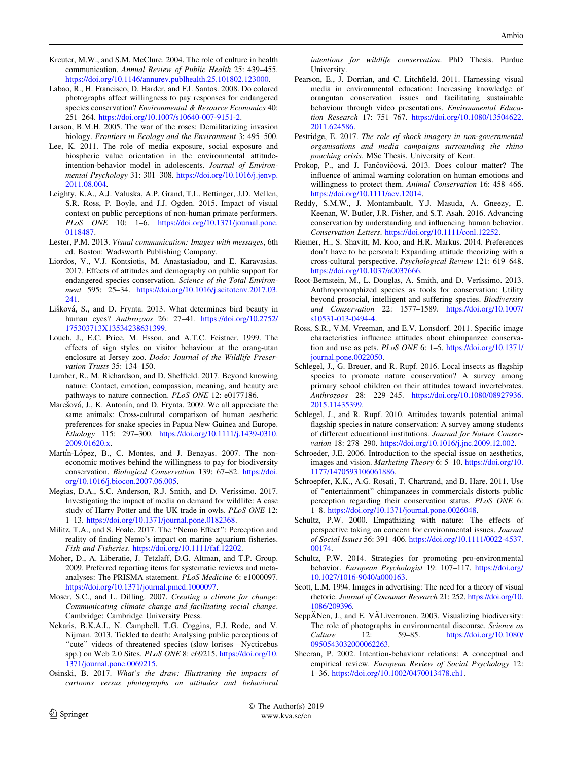Kreuter, M.W., and S.M. McClure. 2004. The role of culture in health communication. *Annual Review of Public Health* 25: 439–455. https://doi.org/10.1146/annurev.publhealth.25.101802.123000.

Labao, R., H. Francisco, D. Harder, and F.I. Santos. 2008. Do colored photographs affect willingness to pay responses for endangered species conservation? *Environmental & Resource Economics* 40: 251–264. https://doi.org/10.1007/s10640-007-9151-2.

Larson, B.M.H. 2005. The war of the roses: Demilitarizing invasion biology. *Frontiers in Ecology and the Environment* 3: 495–500.

Lee, K. 2011. The role of media exposure, social exposure and biospheric value orientation in the environmental attitude-intention-behavior model in adolescents. *Journal of Environmental Psychology* 31: 301–308. https://doi.org/10.1016/j.jenvp.2011.08.004.

Leighty, K.A., A.J. Valuska, A.P. Grand, T.L. Bettinger, J.D. Mellen, S.R. Ross, P. Boyle, and J.J. Ogden. 2015. Impact of visual context on public perceptions of non-human primate performers. *PLoS ONE* 10: 1–6. https://doi.org/10.1371/journal.pone.0118487.

Lester, P.M. 2013. *Visual communication: Images with messages*, 6th ed. Boston: Wadsworth Publishing Company.

Liordos, V., V.J. Kontsiotis, M. Anastasiadou, and E. Karavasias. 2017. Effects of attitudes and demography on public support for endangered species conservation. *Science of the Total Environment* 595: 25–34. https://doi.org/10.1016/j.scitotenv.2017.03.241.

Lišková, S., and D. Frynta. 2013. What determines bird beauty in human eyes? *Anthrozoos* 26: 27–41. https://doi.org/10.2752/175303713X13534238631399.

Louch, J., E.C. Price, M. Esson, and A.T.C. Feistner. 1999. The effects of sign styles on visitor behaviour at the orang-utan enclosure at Jersey zoo. *Dodo: Journal of the Wildlife Preservation Trusts* 35: 134–150.

Lumber, R., M. Richardson, and D. Sheffield. 2017. Beyond knowing nature: Contact, emotion, compassion, meaning, and beauty are pathways to nature connection. *PLoS ONE* 12: e0177186.

Marešová, J., K. Antonín, and D. Frynta. 2009. We all appreciate the same animals: Cross-cultural comparison of human aesthetic preferences for snake species in Papua New Guinea and Europe. *Ethology* 115: 297–300. https://doi.org/10.1111/j.1439-0310.2009.01620.x.

Martín-López, B., C. Montes, and J. Benayas. 2007. The non-economic motives behind the willingness to pay for biodiversity conservation. *Biological Conservation* 139: 67–82. https://doi.org/10.1016/j.biocon.2007.06.005.

Megias, D.A., S.C. Anderson, R.J. Smith, and D. Veríssimo. 2017. Investigating the impact of media on demand for wildlife: A case study of Harry Potter and the UK trade in owls. *PLoS ONE* 12: 1–13. https://doi.org/10.1371/journal.pone.0182368.

Militz, T.A., and S. Foale. 2017. The "Nemo Effect": Perception and reality of finding Nemo's impact on marine aquarium fisheries. *Fish and Fisheries*. https://doi.org/10.1111/faf.12202.

Moher, D., A. Liberatie, J. Tetzlaff, D.G. Altman, and T.P. Group. 2009. Preferred reporting items for systematic reviews and meta-analyses: The PRISMA statement. *PLoS Medicine* 6: e1000097. https://doi.org/10.1371/journal.pmed.1000097.

Moser, S.C., and L. Dilling. 2007. *Creating a climate for change: Communicating climate change and facilitating social change*. Cambridge: Cambridge University Press.

Nekaris, B.K.A.I., N. Campbell, T.G. Coggins, E.J. Rode, and V. Nijman. 2013. Tickled to death: Analysing public perceptions of "cute" videos of threatened species (slow lorises—Nycticebus spp.) on Web 2.0 Sites. *PLoS ONE* 8: e69215. https://doi.org/10.1371/journal.pone.0069215.

Osinski, B. 2017. *What's the draw: Illustrating the impacts of cartoons versus photographs on attitudes and behavioral intentions for wildlife conservation*. PhD Thesis. Purdue University.

Pearson, E., J. Dorrian, and C. Litchfield. 2011. Harnessing visual media in environmental education: Increasing knowledge of orangutan conservation issues and facilitating sustainable behaviour through video presentations. *Environmental Education Research* 17: 751–767. https://doi.org/10.1080/13504622.2011.624586.

Pestridge, E. 2017. *The role of shock imagery in non-governmental organisations and media campaigns surrounding the rhino poaching crisis*. MSc Thesis. University of Kent.

Prokop, P., and J. Fančovičová. 2013. Does colour matter? The influence of animal warning coloration on human emotions and willingness to protect them. *Animal Conservation* 16: 458–466. https://doi.org/10.1111/acv.12014.

Reddy, S.M.W., J. Montambault, Y.J. Masuda, A. Gneezy, E. Keenan, W. Butler, J.R. Fisher, and S.T. Asah. 2016. Advancing conservation by understanding and influencing human behavior. *Conservation Letters*. https://doi.org/10.1111/conl.12252.

Riemer, H., S. Shavitt, M. Koo, and H.R. Markus. 2014. Preferences don't have to be personal: Expanding attitude theorizing with a cross-cultural perspective. *Psychological Review* 121: 619–648. https://doi.org/10.1037/a0037666.

Root-Bernstein, M., L. Douglas, A. Smith, and D. Veríssimo. 2013. Anthropomorphized species as tools for conservation: Utility beyond prosocial, intelligent and suffering species. *Biodiversity and Conservation* 22: 1577–1589. https://doi.org/10.1007/s10531-013-0494-4.

Ross, S.R., V.M. Vreeman, and E.V. Lonsdorf. 2011. Specific image characteristics influence attitudes about chimpanzee conservation and use as pets. *PLoS ONE* 6: 1–5. https://doi.org/10.1371/journal.pone.0022050.

Schlegel, J., G. Breuer, and R. Rupf. 2016. Local insects as flagship species to promote nature conservation? A survey among primary school children on their attitudes toward invertebrates. *Anthrozoos* 28: 229–245. https://doi.org/10.1080/08927936.2015.11435399.

Schlegel, J., and R. Rupf. 2010. Attitudes towards potential animal flagship species in nature conservation: A survey among students of different educational institutions. *Journal for Nature Conservation* 18: 278–290. https://doi.org/10.1016/j.jnc.2009.12.002.

Schroeder, J.E. 2006. Introduction to the special issue on aesthetics, images and vision. *Marketing Theory* 6: 5–10. https://doi.org/10.1177/1470593106061886.

Schroepfer, K.K., A.G. Rosati, T. Chartrand, and B. Hare. 2011. Use of "entertainment" chimpanzees in commercials distorts public perception regarding their conservation status. *PLoS ONE* 6: 1–8. https://doi.org/10.1371/journal.pone.0026048.

Schultz, P.W. 2000. Empathizing with nature: The effects of perspective taking on concern for environmental issues. *Journal of Social Issues* 56: 391–406. https://doi.org/10.1111/0022-4537.00174.

Schultz, P.W. 2014. Strategies for promoting pro-environmental behavior. *European Psychologist* 19: 107–117. https://doi.org/10.1027/1016-9040/a000163.

Scott, L.M. 1994. Images in advertising: The need for a theory of visual rhetoric. *Journal of Consumer Research* 21: 252. https://doi.org/10.1086/209396.

SeppÄNen, J., and E. VÄLiverronen. 2003. Visualizing biodiversity: The role of photographs in environmental discourse. *Science as Culture* 12: 59–85. https://doi.org/10.1080/0950543032000062263.

Sheeran, P. 2002. Intention-behaviour relations: A conceptual and empirical review. *European Review of Social Psychology* 12: 1–36. https://doi.org/10.1002/0470013478.ch1.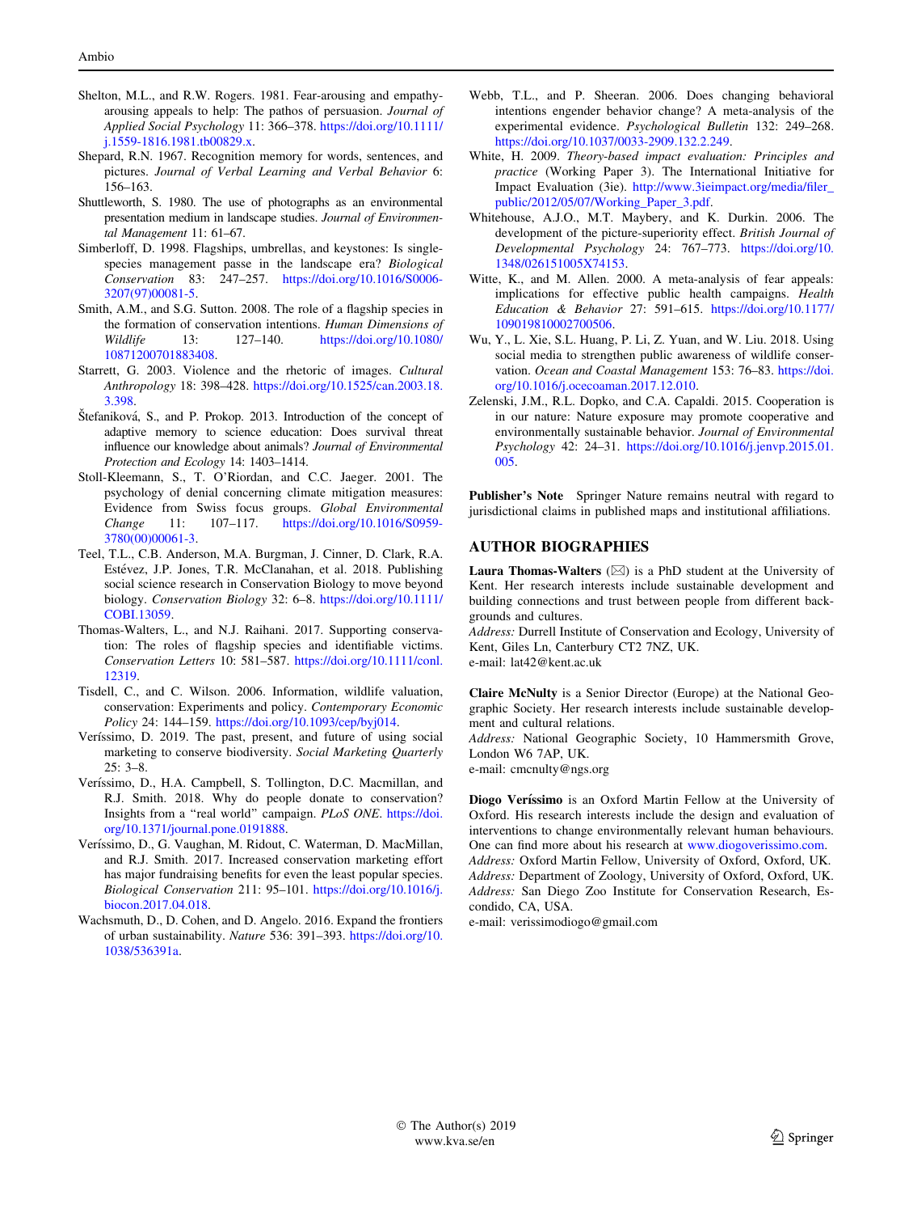Shelton, M.L., and R.W. Rogers. 1981. Fear-arousing and empathy-arousing appeals to help: The pathos of persuasion. *Journal of Applied Social Psychology* 11: 366–378. https://doi.org/10.1111/j.1559-1816.1981.tb00829.x.

Shepard, R.N. 1967. Recognition memory for words, sentences, and pictures. *Journal of Verbal Learning and Verbal Behavior* 6: 156–163.

Shuttleworth, S. 1980. The use of photographs as an environmental presentation medium in landscape studies. *Journal of Environmental Management* 11: 61–67.

Simberloff, D. 1998. Flagships, umbrellas, and keystones: Is single-species management passe in the landscape era? *Biological Conservation* 83: 247–257. https://doi.org/10.1016/S0006-3207(97)00081-5.

Smith, A.M., and S.G. Sutton. 2008. The role of a flagship species in the formation of conservation intentions. *Human Dimensions of Wildlife* 13: 127–140. https://doi.org/10.1080/10871200701883408.

Starrett, G. 2003. Violence and the rhetoric of images. *Cultural Anthropology* 18: 398–428. https://doi.org/10.1525/can.2003.18.3.398.

Štefaniková, S., and P. Prokop. 2013. Introduction of the concept of adaptive memory to science education: Does survival threat influence our knowledge about animals? *Journal of Environmental Protection and Ecology* 14: 1403–1414.

Stoll-Kleemann, S., T. O'Riordan, and C.C. Jaeger. 2001. The psychology of denial concerning climate mitigation measures: Evidence from Swiss focus groups. *Global Environmental Change* 11: 107–117. https://doi.org/10.1016/S0959-3780(00)00061-3.

Teel, T.L., C.B. Anderson, M.A. Burgman, J. Cinner, D. Clark, R.A. Estévez, J.P. Jones, T.R. McClanahan, et al. 2018. Publishing social science research in Conservation Biology to move beyond biology. *Conservation Biology* 32: 6–8. https://doi.org/10.1111/COBI.13059.

Thomas-Walters, L., and N.J. Raihani. 2017. Supporting conservation: The roles of flagship species and identifiable victims. *Conservation Letters* 10: 581–587. https://doi.org/10.1111/conl.12319.

Tisdell, C., and C. Wilson. 2006. Information, wildlife valuation, conservation: Experiments and policy. *Contemporary Economic Policy* 24: 144–159. https://doi.org/10.1093/cep/byj014.

Veríssimo, D. 2019. The past, present, and future of using social marketing to conserve biodiversity. *Social Marketing Quarterly* 25: 3–8.

Veríssimo, D., H.A. Campbell, S. Tollington, D.C. Macmillan, and R.J. Smith. 2018. Why do people donate to conservation? Insights from a "real world" campaign. *PLoS ONE*. https://doi.org/10.1371/journal.pone.0191888.

Veríssimo, D., G. Vaughan, M. Ridout, C. Waterman, D. MacMillan, and R.J. Smith. 2017. Increased conservation marketing effort has major fundraising benefits for even the least popular species. *Biological Conservation* 211: 95–101. https://doi.org/10.1016/j.biocon.2017.04.018.

Wachsmuth, D., D. Cohen, and D. Angelo. 2016. Expand the frontiers of urban sustainability. *Nature* 536: 391–393. https://doi.org/10.1038/536391a.

Webb, T.L., and P. Sheeran. 2006. Does changing behavioral intentions engender behavior change? A meta-analysis of the experimental evidence. *Psychological Bulletin* 132: 249–268. https://doi.org/10.1037/0033-2909.132.2.249.

White, H. 2009. *Theory-based impact evaluation: Principles and practice* (Working Paper 3). The International Initiative for Impact Evaluation (3ie). http://www.3ieimpact.org/media/filer_public/2012/05/07/Working_Paper_3.pdf.

Whitehouse, A.J.O., M.T. Maybery, and K. Durkin. 2006. The development of the picture-superiority effect. *British Journal of Developmental Psychology* 24: 767–773. https://doi.org/10.1348/026151005X74153.

Witte, K., and M. Allen. 2000. A meta-analysis of fear appeals: implications for effective public health campaigns. *Health Education & Behavior* 27: 591–615. https://doi.org/10.1177/109019810002700506.

Wu, Y., L. Xie, S.L. Huang, P. Li, Z. Yuan, and W. Liu. 2018. Using social media to strengthen public awareness of wildlife conservation. *Ocean and Coastal Management* 153: 76–83. https://doi.org/10.1016/j.ocecoaman.2017.12.010.

Zelenski, J.M., R.L. Dopko, and C.A. Capaldi. 2015. Cooperation is in our nature: Nature exposure may promote cooperative and environmentally sustainable behavior. *Journal of Environmental Psychology* 42: 24–31. https://doi.org/10.1016/j.jenvp.2015.01.005.

**Publisher's Note** Springer Nature remains neutral with regard to jurisdictional claims in published maps and institutional affiliations.

## AUTHOR BIOGRAPHIES

**Laura Thomas-Walters** (✉) is a PhD student at the University of Kent. Her research interests include sustainable development and building connections and trust between people from different backgrounds and cultures.
*Address:* Durrell Institute of Conservation and Ecology, University of Kent, Giles Ln, Canterbury CT2 7NZ, UK.
e-mail: lat42@kent.ac.uk

**Claire McNulty** is a Senior Director (Europe) at the National Geographic Society. Her research interests include sustainable development and cultural relations.
*Address:* National Geographic Society, 10 Hammersmith Grove, London W6 7AP, UK.
e-mail: cmcnulty@ngs.org

**Diogo Veríssimo** is an Oxford Martin Fellow at the University of Oxford. His research interests include the design and evaluation of interventions to change environmentally relevant human behaviours. One can find more about his research at www.diogoverissimo.com.
*Address:* Oxford Martin Fellow, University of Oxford, Oxford, UK.
*Address:* Department of Zoology, University of Oxford, Oxford, UK.
*Address:* San Diego Zoo Institute for Conservation Research, Escondido, CA, USA.
e-mail: verissimodiogo@gmail.com